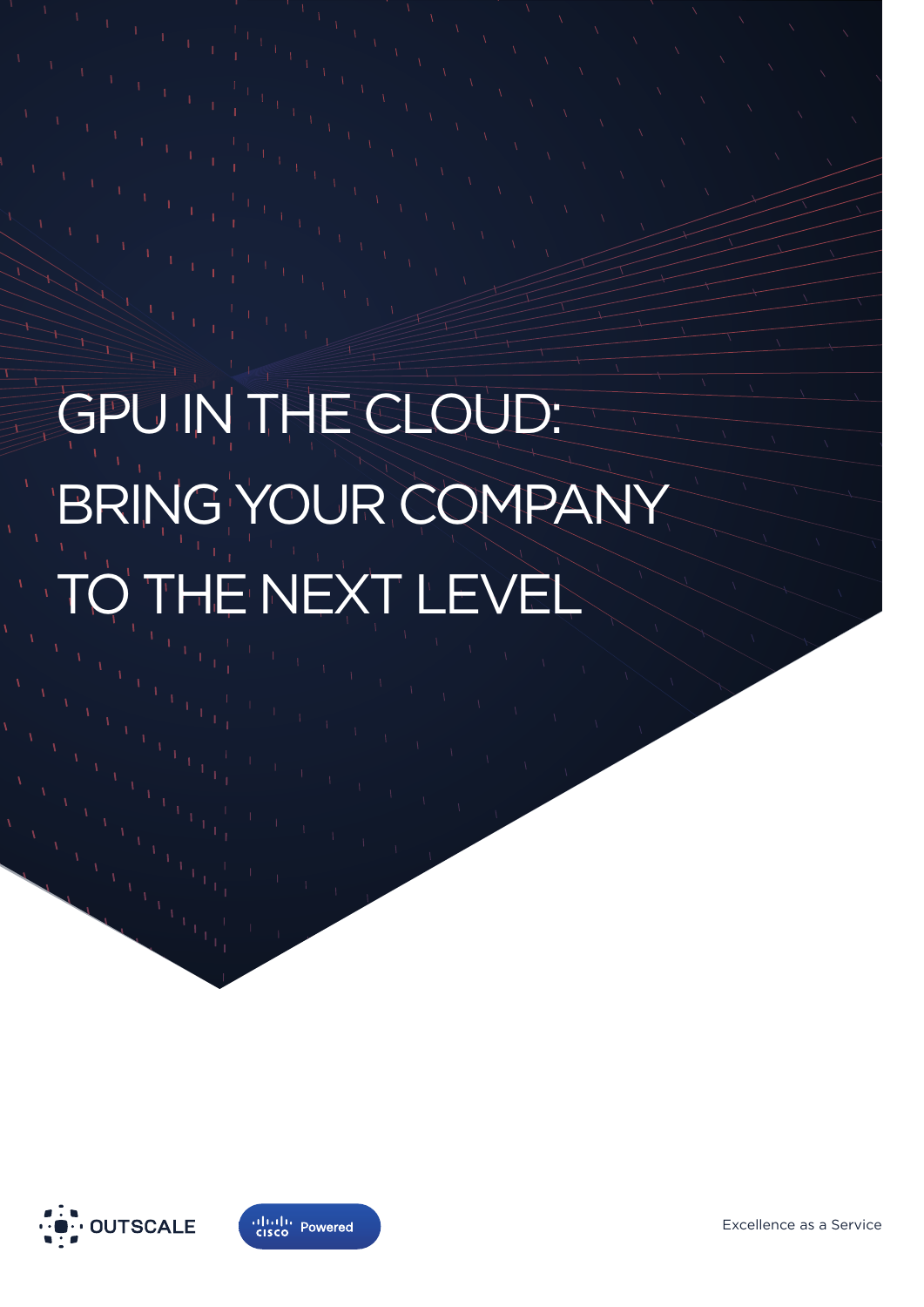# GPU IN THE CLOUD: BRING YOUR COMPANY TO THE NEXT LEVEL

OUTSCALE

Cisco Powered

Excellence as a Service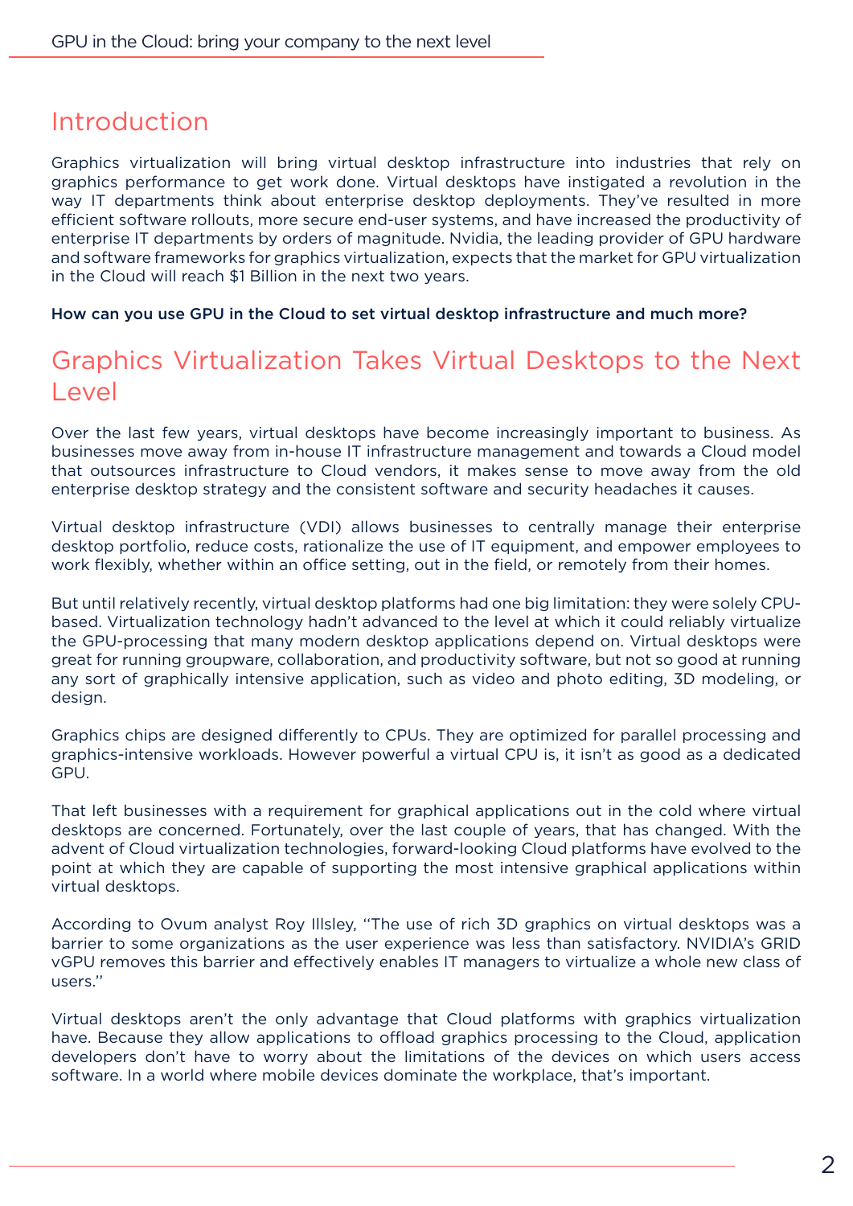## Introduction

Graphics virtualization will bring virtual desktop infrastructure into industries that rely on graphics performance to get work done. Virtual desktops have instigated a revolution in the way IT departments think about enterprise desktop deployments. They've resulted in more efficient software rollouts, more secure end-user systems, and have increased the productivity of enterprise IT departments by orders of magnitude. Nvidia, the leading provider of GPU hardware and software frameworks for graphics virtualization, expects that the market for GPU virtualization in the Cloud will reach $1 Billion in the next two years.

**How can you use GPU in the Cloud to set virtual desktop infrastructure and much more?**

## Graphics Virtualization Takes Virtual Desktops to the Next Level

Over the last few years, virtual desktops have become increasingly important to business. As businesses move away from in-house IT infrastructure management and towards a Cloud model that outsources infrastructure to Cloud vendors, it makes sense to move away from the old enterprise desktop strategy and the consistent software and security headaches it causes.

Virtual desktop infrastructure (VDI) allows businesses to centrally manage their enterprise desktop portfolio, reduce costs, rationalize the use of IT equipment, and empower employees to work flexibly, whether within an office setting, out in the field, or remotely from their homes.

But until relatively recently, virtual desktop platforms had one big limitation: they were solely CPU-based. Virtualization technology hadn't advanced to the level at which it could reliably virtualize the GPU-processing that many modern desktop applications depend on. Virtual desktops were great for running groupware, collaboration, and productivity software, but not so good at running any sort of graphically intensive application, such as video and photo editing, 3D modeling, or design.

Graphics chips are designed differently to CPUs. They are optimized for parallel processing and graphics-intensive workloads. However powerful a virtual CPU is, it isn't as good as a dedicated GPU.

That left businesses with a requirement for graphical applications out in the cold where virtual desktops are concerned. Fortunately, over the last couple of years, that has changed. With the advent of Cloud virtualization technologies, forward-looking Cloud platforms have evolved to the point at which they are capable of supporting the most intensive graphical applications within virtual desktops.

According to Ovum analyst Roy Illsley, ''The use of rich 3D graphics on virtual desktops was a barrier to some organizations as the user experience was less than satisfactory. NVIDIA's GRID vGPU removes this barrier and effectively enables IT managers to virtualize a whole new class of users.''

Virtual desktops aren't the only advantage that Cloud platforms with graphics virtualization have. Because they allow applications to offload graphics processing to the Cloud, application developers don't have to worry about the limitations of the devices on which users access software. In a world where mobile devices dominate the workplace, that's important.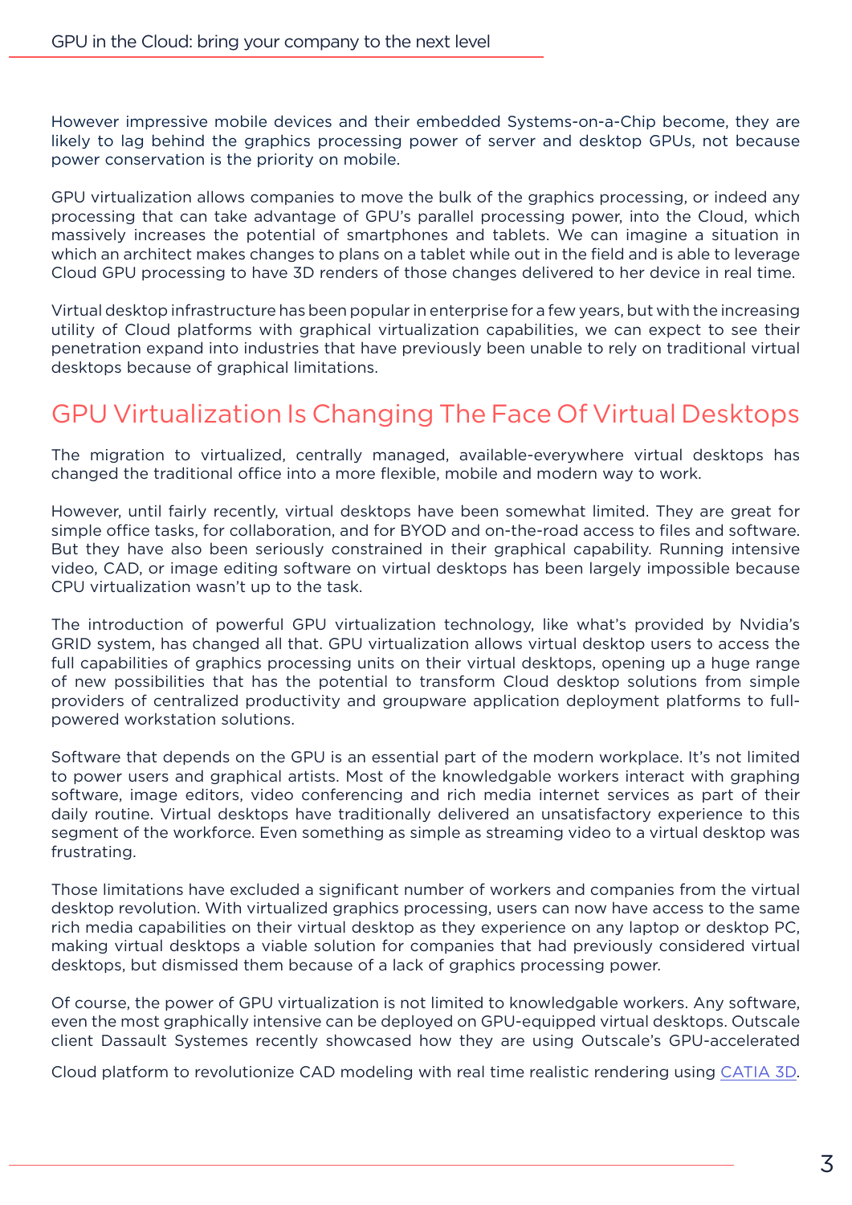However impressive mobile devices and their embedded Systems-on-a-Chip become, they are likely to lag behind the graphics processing power of server and desktop GPUs, not because power conservation is the priority on mobile.

GPU virtualization allows companies to move the bulk of the graphics processing, or indeed any processing that can take advantage of GPU's parallel processing power, into the Cloud, which massively increases the potential of smartphones and tablets. We can imagine a situation in which an architect makes changes to plans on a tablet while out in the field and is able to leverage Cloud GPU processing to have 3D renders of those changes delivered to her device in real time.

Virtual desktop infrastructure has been popular in enterprise for a few years, but with the increasing utility of Cloud platforms with graphical virtualization capabilities, we can expect to see their penetration expand into industries that have previously been unable to rely on traditional virtual desktops because of graphical limitations.

## GPU Virtualization Is Changing The Face Of Virtual Desktops

The migration to virtualized, centrally managed, available-everywhere virtual desktops has changed the traditional office into a more flexible, mobile and modern way to work.

However, until fairly recently, virtual desktops have been somewhat limited. They are great for simple office tasks, for collaboration, and for BYOD and on-the-road access to files and software. But they have also been seriously constrained in their graphical capability. Running intensive video, CAD, or image editing software on virtual desktops has been largely impossible because CPU virtualization wasn't up to the task.

The introduction of powerful GPU virtualization technology, like what's provided by Nvidia's GRID system, has changed all that. GPU virtualization allows virtual desktop users to access the full capabilities of graphics processing units on their virtual desktops, opening up a huge range of new possibilities that has the potential to transform Cloud desktop solutions from simple providers of centralized productivity and groupware application deployment platforms to full-powered workstation solutions.

Software that depends on the GPU is an essential part of the modern workplace. It's not limited to power users and graphical artists. Most of the knowledgable workers interact with graphing software, image editors, video conferencing and rich media internet services as part of their daily routine. Virtual desktops have traditionally delivered an unsatisfactory experience to this segment of the workforce. Even something as simple as streaming video to a virtual desktop was frustrating.

Those limitations have excluded a significant number of workers and companies from the virtual desktop revolution. With virtualized graphics processing, users can now have access to the same rich media capabilities on their virtual desktop as they experience on any laptop or desktop PC, making virtual desktops a viable solution for companies that had previously considered virtual desktops, but dismissed them because of a lack of graphics processing power.

Of course, the power of GPU virtualization is not limited to knowledgable workers. Any software, even the most graphically intensive can be deployed on GPU-equipped virtual desktops. Outscale client Dassault Systemes recently showcased how they are using Outscale's GPU-accelerated Cloud platform to revolutionize CAD modeling with real time realistic rendering using CATIA 3D.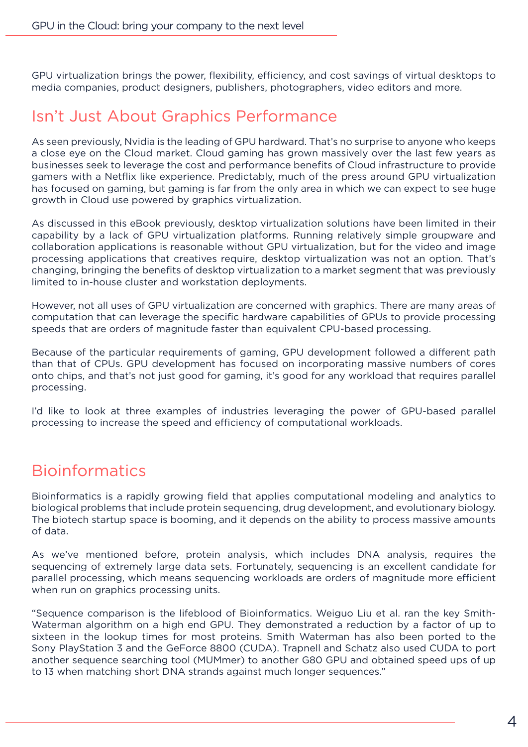GPU virtualization brings the power, flexibility, efficiency, and cost savings of virtual desktops to media companies, product designers, publishers, photographers, video editors and more.

## Isn't Just About Graphics Performance

As seen previously, Nvidia is the leading of GPU hardward. That's no surprise to anyone who keeps a close eye on the Cloud market. Cloud gaming has grown massively over the last few years as businesses seek to leverage the cost and performance benefits of Cloud infrastructure to provide gamers with a Netflix like experience. Predictably, much of the press around GPU virtualization has focused on gaming, but gaming is far from the only area in which we can expect to see huge growth in Cloud use powered by graphics virtualization.

As discussed in this eBook previously, desktop virtualization solutions have been limited in their capability by a lack of GPU virtualization platforms. Running relatively simple groupware and collaboration applications is reasonable without GPU virtualization, but for the video and image processing applications that creatives require, desktop virtualization was not an option. That's changing, bringing the benefits of desktop virtualization to a market segment that was previously limited to in-house cluster and workstation deployments.

However, not all uses of GPU virtualization are concerned with graphics. There are many areas of computation that can leverage the specific hardware capabilities of GPUs to provide processing speeds that are orders of magnitude faster than equivalent CPU-based processing.

Because of the particular requirements of gaming, GPU development followed a different path than that of CPUs. GPU development has focused on incorporating massive numbers of cores onto chips, and that's not just good for gaming, it's good for any workload that requires parallel processing.

I'd like to look at three examples of industries leveraging the power of GPU-based parallel processing to increase the speed and efficiency of computational workloads.

## Bioinformatics

Bioinformatics is a rapidly growing field that applies computational modeling and analytics to biological problems that include protein sequencing, drug development, and evolutionary biology. The biotech startup space is booming, and it depends on the ability to process massive amounts of data.

As we've mentioned before, protein analysis, which includes DNA analysis, requires the sequencing of extremely large data sets. Fortunately, sequencing is an excellent candidate for parallel processing, which means sequencing workloads are orders of magnitude more efficient when run on graphics processing units.

"Sequence comparison is the lifeblood of Bioinformatics. Weiguo Liu et al. ran the key Smith-Waterman algorithm on a high end GPU. They demonstrated a reduction by a factor of up to sixteen in the lookup times for most proteins. Smith Waterman has also been ported to the Sony PlayStation 3 and the GeForce 8800 (CUDA). Trapnell and Schatz also used CUDA to port another sequence searching tool (MUMmer) to another G80 GPU and obtained speed ups of up to 13 when matching short DNA strands against much longer sequences."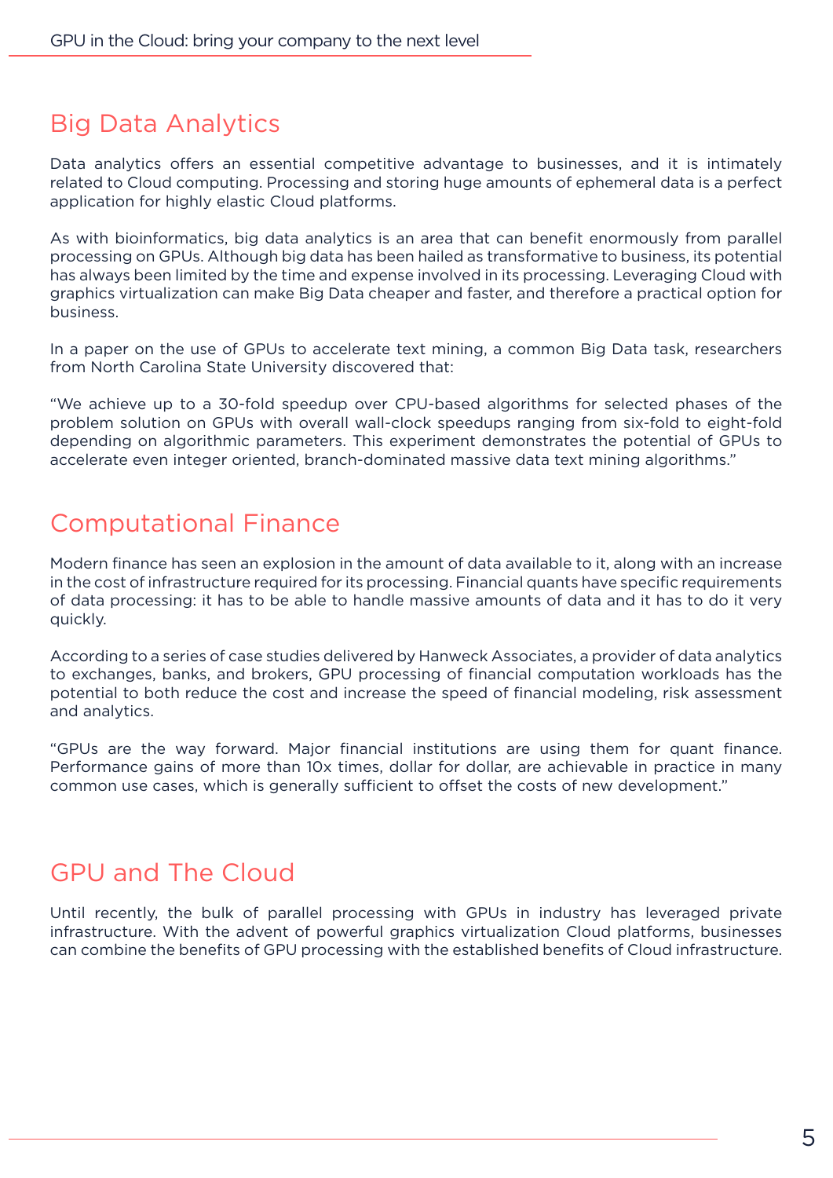## Big Data Analytics

Data analytics offers an essential competitive advantage to businesses, and it is intimately related to Cloud computing. Processing and storing huge amounts of ephemeral data is a perfect application for highly elastic Cloud platforms.

As with bioinformatics, big data analytics is an area that can benefit enormously from parallel processing on GPUs. Although big data has been hailed as transformative to business, its potential has always been limited by the time and expense involved in its processing. Leveraging Cloud with graphics virtualization can make Big Data cheaper and faster, and therefore a practical option for business.

In a paper on the use of GPUs to accelerate text mining, a common Big Data task, researchers from North Carolina State University discovered that:

"We achieve up to a 30-fold speedup over CPU-based algorithms for selected phases of the problem solution on GPUs with overall wall-clock speedups ranging from six-fold to eight-fold depending on algorithmic parameters. This experiment demonstrates the potential of GPUs to accelerate even integer oriented, branch-dominated massive data text mining algorithms."

## Computational Finance

Modern finance has seen an explosion in the amount of data available to it, along with an increase in the cost of infrastructure required for its processing. Financial quants have specific requirements of data processing: it has to be able to handle massive amounts of data and it has to do it very quickly.

According to a series of case studies delivered by Hanweck Associates, a provider of data analytics to exchanges, banks, and brokers, GPU processing of financial computation workloads has the potential to both reduce the cost and increase the speed of financial modeling, risk assessment and analytics.

"GPUs are the way forward. Major financial institutions are using them for quant finance. Performance gains of more than 10x times, dollar for dollar, are achievable in practice in many common use cases, which is generally sufficient to offset the costs of new development."

## GPU and The Cloud

Until recently, the bulk of parallel processing with GPUs in industry has leveraged private infrastructure. With the advent of powerful graphics virtualization Cloud platforms, businesses can combine the benefits of GPU processing with the established benefits of Cloud infrastructure.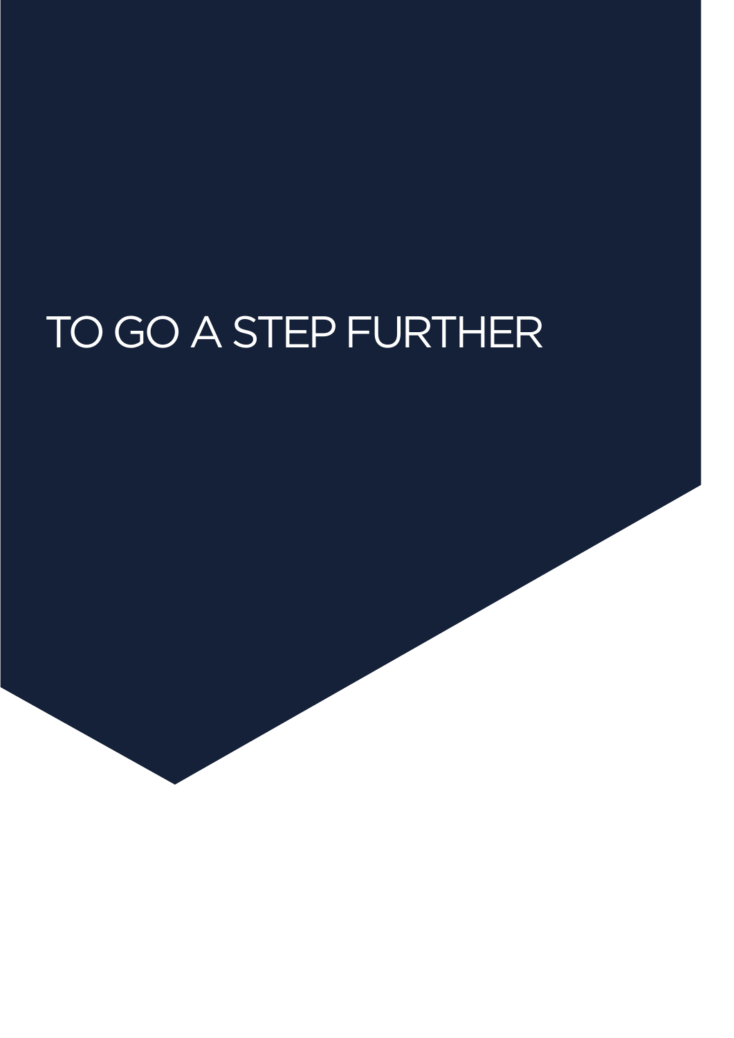# TO GO A STEP FURTHER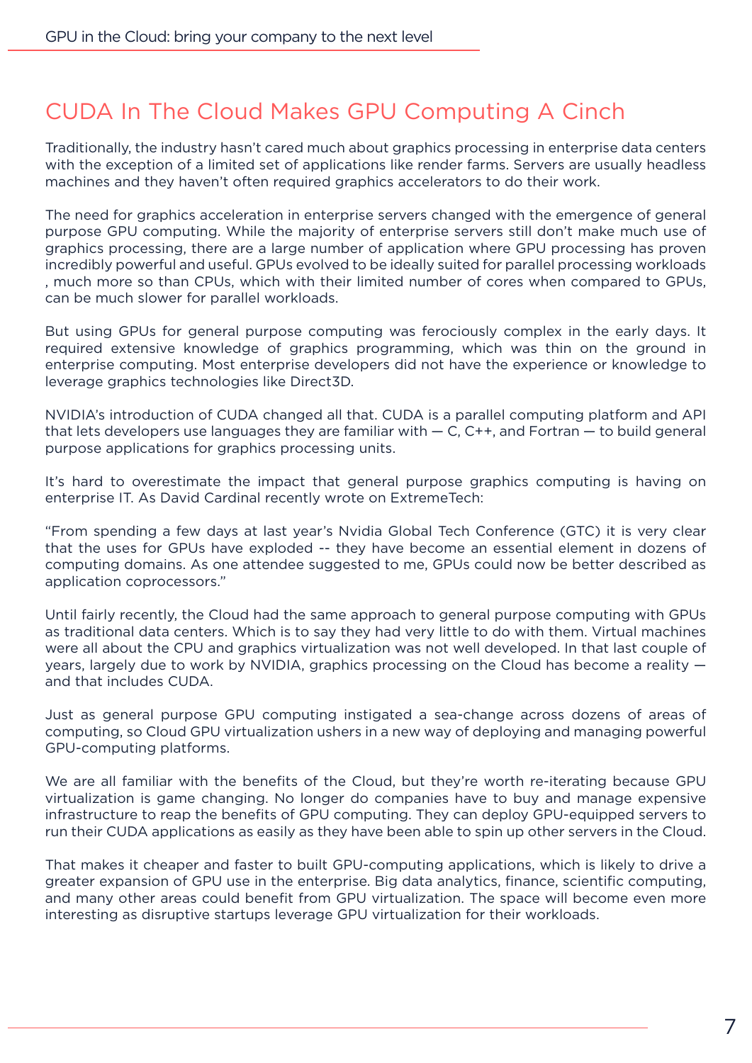# CUDA In The Cloud Makes GPU Computing A Cinch

Traditionally, the industry hasn't cared much about graphics processing in enterprise data centers with the exception of a limited set of applications like render farms. Servers are usually headless machines and they haven't often required graphics accelerators to do their work.

The need for graphics acceleration in enterprise servers changed with the emergence of general purpose GPU computing. While the majority of enterprise servers still don't make much use of graphics processing, there are a large number of application where GPU processing has proven incredibly powerful and useful. GPUs evolved to be ideally suited for parallel processing workloads , much more so than CPUs, which with their limited number of cores when compared to GPUs, can be much slower for parallel workloads.

But using GPUs for general purpose computing was ferociously complex in the early days. It required extensive knowledge of graphics programming, which was thin on the ground in enterprise computing. Most enterprise developers did not have the experience or knowledge to leverage graphics technologies like Direct3D.

NVIDIA's introduction of CUDA changed all that. CUDA is a parallel computing platform and API that lets developers use languages they are familiar with — C, C++, and Fortran — to build general purpose applications for graphics processing units.

It's hard to overestimate the impact that general purpose graphics computing is having on enterprise IT. As David Cardinal recently wrote on ExtremeTech:

"From spending a few days at last year's Nvidia Global Tech Conference (GTC) it is very clear that the uses for GPUs have exploded -- they have become an essential element in dozens of computing domains. As one attendee suggested to me, GPUs could now be better described as application coprocessors."

Until fairly recently, the Cloud had the same approach to general purpose computing with GPUs as traditional data centers. Which is to say they had very little to do with them. Virtual machines were all about the CPU and graphics virtualization was not well developed. In that last couple of years, largely due to work by NVIDIA, graphics processing on the Cloud has become a reality — and that includes CUDA.

Just as general purpose GPU computing instigated a sea-change across dozens of areas of computing, so Cloud GPU virtualization ushers in a new way of deploying and managing powerful GPU-computing platforms.

We are all familiar with the benefits of the Cloud, but they're worth re-iterating because GPU virtualization is game changing. No longer do companies have to buy and manage expensive infrastructure to reap the benefits of GPU computing. They can deploy GPU-equipped servers to run their CUDA applications as easily as they have been able to spin up other servers in the Cloud.

That makes it cheaper and faster to built GPU-computing applications, which is likely to drive a greater expansion of GPU use in the enterprise. Big data analytics, finance, scientific computing, and many other areas could benefit from GPU virtualization. The space will become even more interesting as disruptive startups leverage GPU virtualization for their workloads.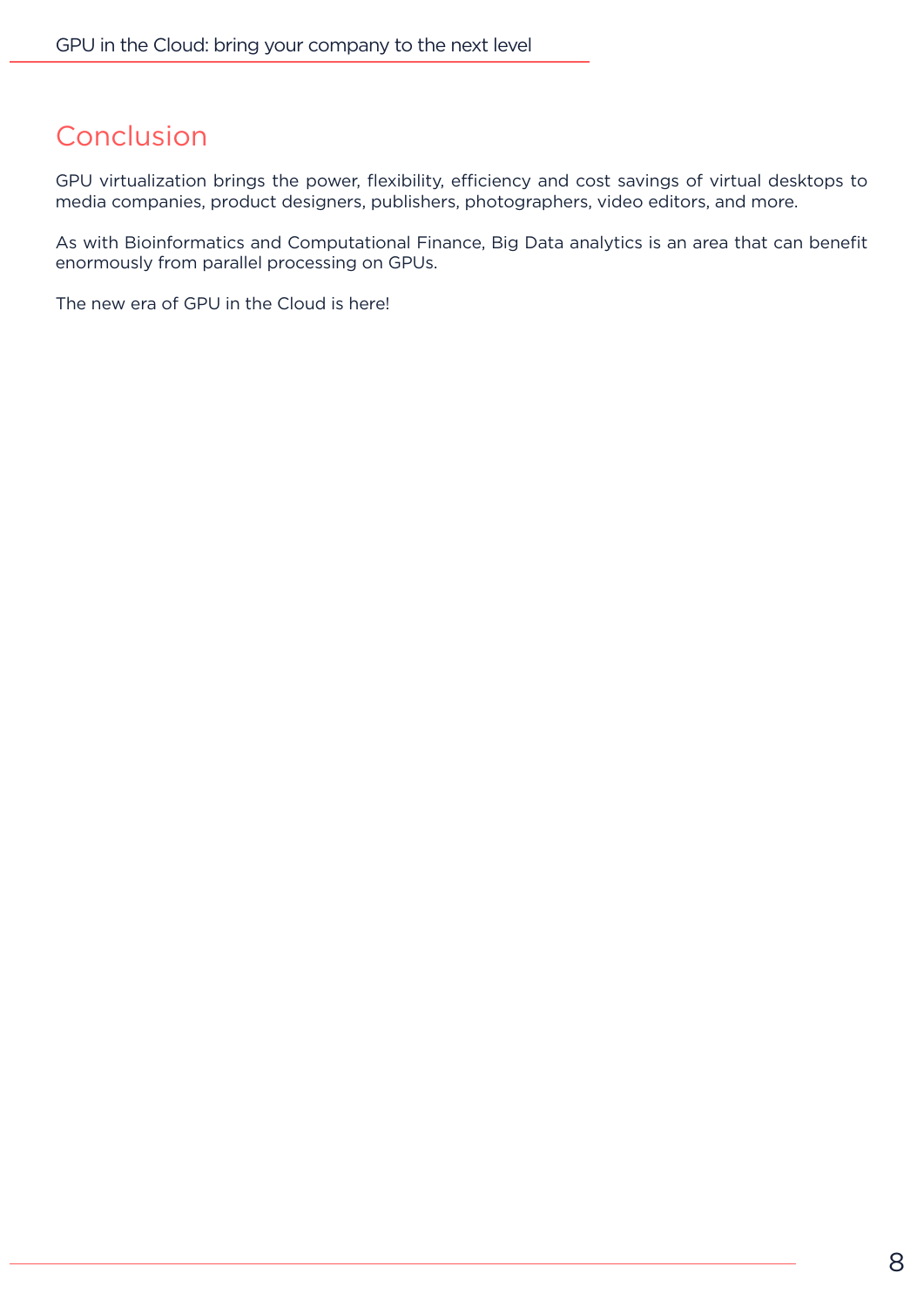## Conclusion

GPU virtualization brings the power, flexibility, efficiency and cost savings of virtual desktops to media companies, product designers, publishers, photographers, video editors, and more.

As with Bioinformatics and Computational Finance, Big Data analytics is an area that can benefit enormously from parallel processing on GPUs.

The new era of GPU in the Cloud is here!